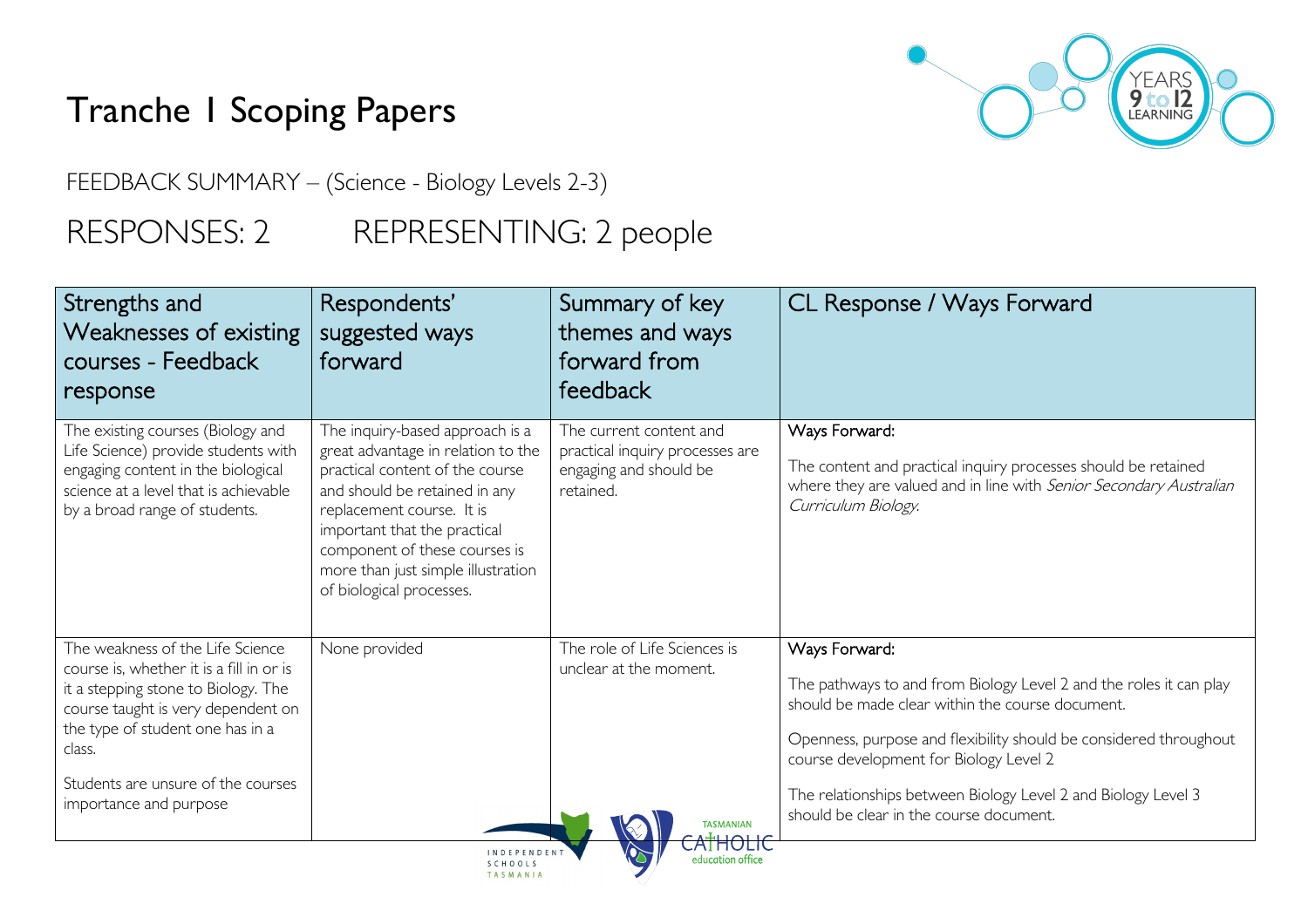# Tranche 1 Scoping Papers

FEEDBACK SUMMARY – (Science - Biology Levels 2-3)

## RESPONSES: 2 REPRESENTING: 2 people

| Strengths and Weaknesses of existing courses - Feedback response | Respondents' suggested ways forward | Summary of key themes and ways forward from feedback | CL Response / Ways Forward |
|---|---|---|---|
| The existing courses (Biology and Life Science) provide students with engaging content in the biological science at a level that is achievable by a broad range of students. | The inquiry-based approach is a great advantage in relation to the practical content of the course and should be retained in any replacement course. It is important that the practical component of these courses is more than just simple illustration of biological processes. | The current content and practical inquiry processes are engaging and should be retained. | Ways Forward:<br><br>The content and practical inquiry processes should be retained where they are valued and in line with *Senior Secondary Australian Curriculum Biology.* |
| The weakness of the Life Science course is, whether it is a fill in or is it a stepping stone to Biology. The course taught is very dependent on the type of student one has in a class.<br><br>Students are unsure of the courses importance and purpose | None provided | The role of Life Sciences is unclear at the moment. | Ways Forward:<br><br>The pathways to and from Biology Level 2 and the roles it can play should be made clear within the course document.<br><br>Openness, purpose and flexibility should be considered throughout course development for Biology Level 2<br><br>The relationships between Biology Level 2 and Biology Level 3 should be clear in the course document. |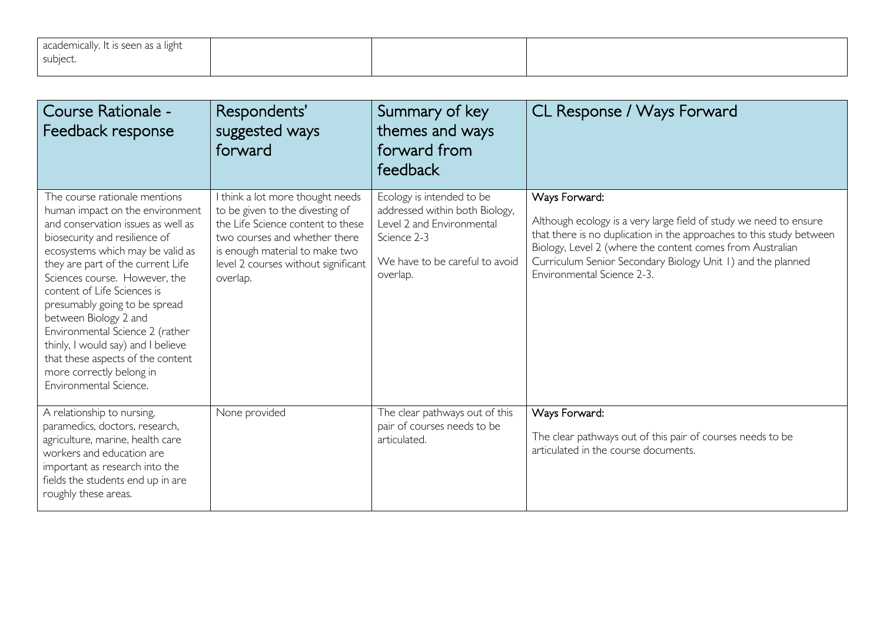| | | | |
|---|---|---|---|
| academically. It is seen as a light subject. | | | |

| Course Rationale - Feedback response | Respondents' suggested ways forward | Summary of key themes and ways forward from feedback | CL Response / Ways Forward |
|---|---|---|---|
| The course rationale mentions human impact on the environment and conservation issues as well as biosecurity and resilience of ecosystems which may be valid as they are part of the current Life Sciences course. However, the content of Life Sciences is presumably going to be spread between Biology 2 and Environmental Science 2 (rather thinly, I would say) and I believe that these aspects of the content more correctly belong in Environmental Science. | I think a lot more thought needs to be given to the divesting of the Life Science content to these two courses and whether there is enough material to make two level 2 courses without significant overlap. | Ecology is intended to be addressed within both Biology, Level 2 and Environmental Science 2-3<br><br>We have to be careful to avoid overlap. | Ways Forward:<br><br>Although ecology is a very large field of study we need to ensure that there is no duplication in the approaches to this study between Biology, Level 2 (where the content comes from Australian Curriculum Senior Secondary Biology Unit 1) and the planned Environmental Science 2-3. |
| A relationship to nursing, paramedics, doctors, research, agriculture, marine, health care workers and education are important as research into the fields the students end up in are roughly these areas. | None provided | The clear pathways out of this pair of courses needs to be articulated. | Ways Forward:<br><br>The clear pathways out of this pair of courses needs to be articulated in the course documents. |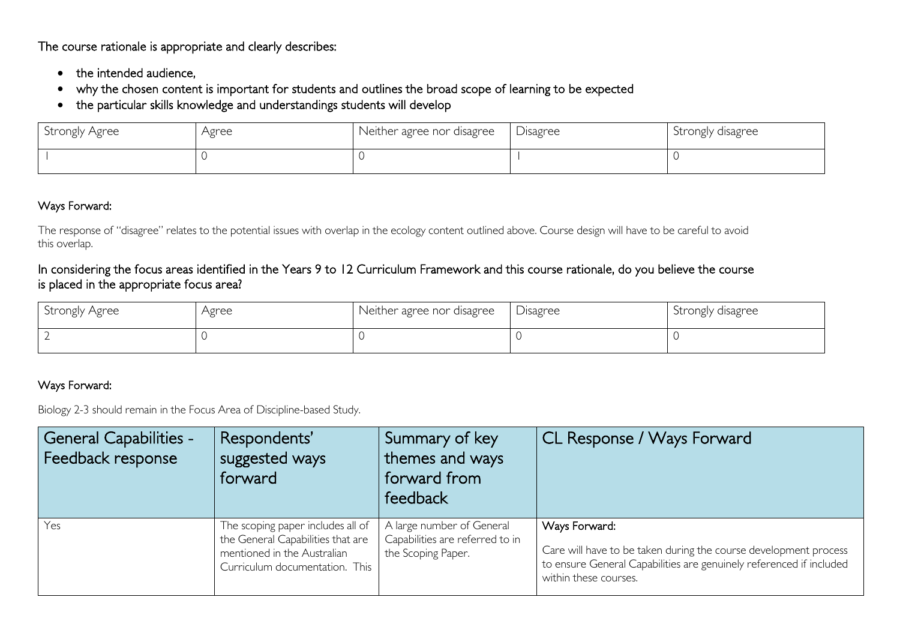The course rationale is appropriate and clearly describes:

- the intended audience,
- why the chosen content is important for students and outlines the broad scope of learning to be expected
- the particular skills knowledge and understandings students will develop

| Strongly Agree | Agree | Neither agree nor disagree | Disagree | Strongly disagree |
|---|---|---|---|---|
| 1 | 0 | 0 | 1 | 0 |

Ways Forward:

The response of "disagree" relates to the potential issues with overlap in the ecology content outlined above. Course design will have to be careful to avoid this overlap.

In considering the focus areas identified in the Years 9 to 12 Curriculum Framework and this course rationale, do you believe the course is placed in the appropriate focus area?

| Strongly Agree | Agree | Neither agree nor disagree | Disagree | Strongly disagree |
|---|---|---|---|---|
| 2 | 0 | 0 | 0 | 0 |

Ways Forward:

Biology 2-3 should remain in the Focus Area of Discipline-based Study.

| General Capabilities - Feedback response | Respondents' suggested ways forward | Summary of key themes and ways forward from feedback | CL Response / Ways Forward |
|---|---|---|---|
| Yes | The scoping paper includes all of the General Capabilities that are mentioned in the Australian Curriculum documentation. This | A large number of General Capabilities are referred to in the Scoping Paper. | Ways Forward: Care will have to be taken during the course development process to ensure General Capabilities are genuinely referenced if included within these courses. |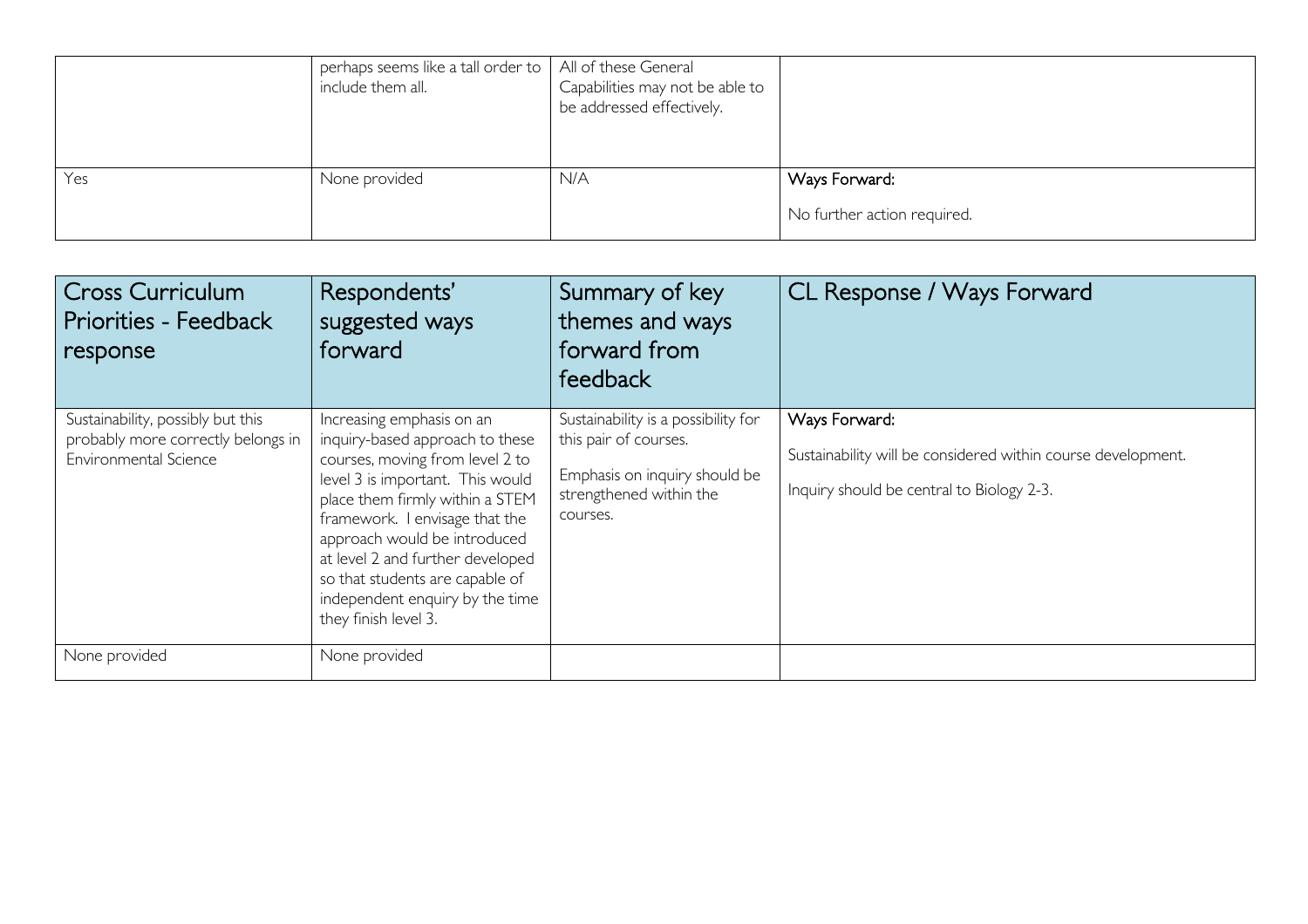| | | | |
|---|---|---|---|
| | perhaps seems like a tall order to include them all. | All of these General Capabilities may not be able to be addressed effectively. | |
| Yes | None provided | N/A | Ways Forward:<br><br>No further action required. |

| Cross Curriculum Priorities - Feedback response | Respondents' suggested ways forward | Summary of key themes and ways forward from feedback | CL Response / Ways Forward |
|---|---|---|---|
| Sustainability, possibly but this probably more correctly belongs in Environmental Science | Increasing emphasis on an inquiry-based approach to these courses, moving from level 2 to level 3 is important. This would place them firmly within a STEM framework. I envisage that the approach would be introduced at level 2 and further developed so that students are capable of independent enquiry by the time they finish level 3. | Sustainability is a possibility for this pair of courses.<br><br>Emphasis on inquiry should be strengthened within the courses. | Ways Forward:<br><br>Sustainability will be considered within course development.<br><br>Inquiry should be central to Biology 2-3. |
| None provided | None provided | | |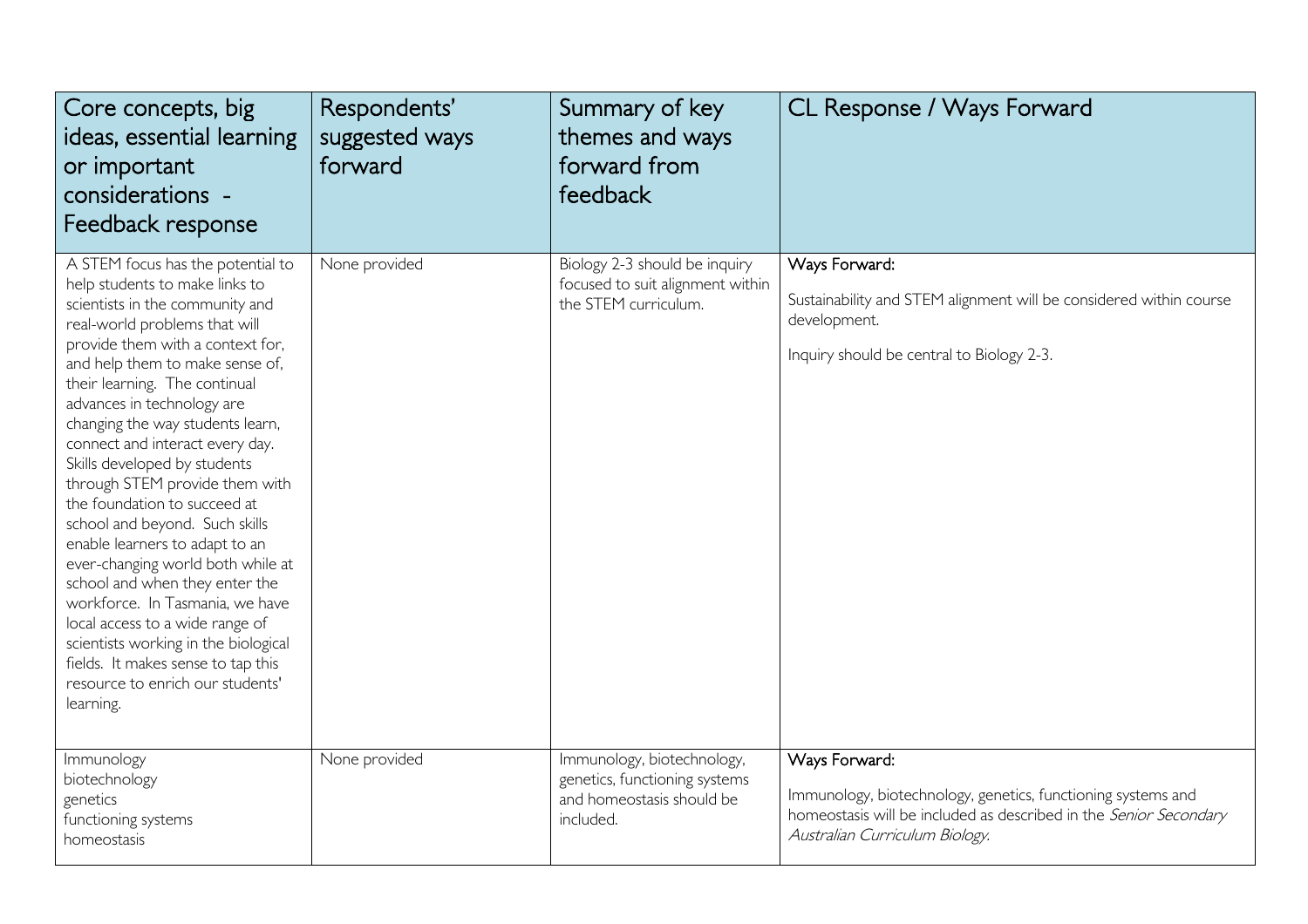| Core concepts, big ideas, essential learning or important considerations - Feedback response | Respondents' suggested ways forward | Summary of key themes and ways forward from feedback | CL Response / Ways Forward |
| --- | --- | --- | --- |
| A STEM focus has the potential to help students to make links to scientists in the community and real-world problems that will provide them with a context for, and help them to make sense of, their learning. The continual advances in technology are changing the way students learn, connect and interact every day. Skills developed by students through STEM provide them with the foundation to succeed at school and beyond. Such skills enable learners to adapt to an ever-changing world both while at school and when they enter the workforce. In Tasmania, we have local access to a wide range of scientists working in the biological fields. It makes sense to tap this resource to enrich our students' learning. | None provided | Biology 2-3 should be inquiry focused to suit alignment within the STEM curriculum. | Ways Forward:<br><br>Sustainability and STEM alignment will be considered within course development.<br><br>Inquiry should be central to Biology 2-3. |
| Immunology<br>biotechnology<br>genetics<br>functioning systems<br>homeostasis | None provided | Immunology, biotechnology, genetics, functioning systems and homeostasis should be included. | Ways Forward:<br><br>Immunology, biotechnology, genetics, functioning systems and homeostasis will be included as described in the *Senior Secondary Australian Curriculum Biology.* |